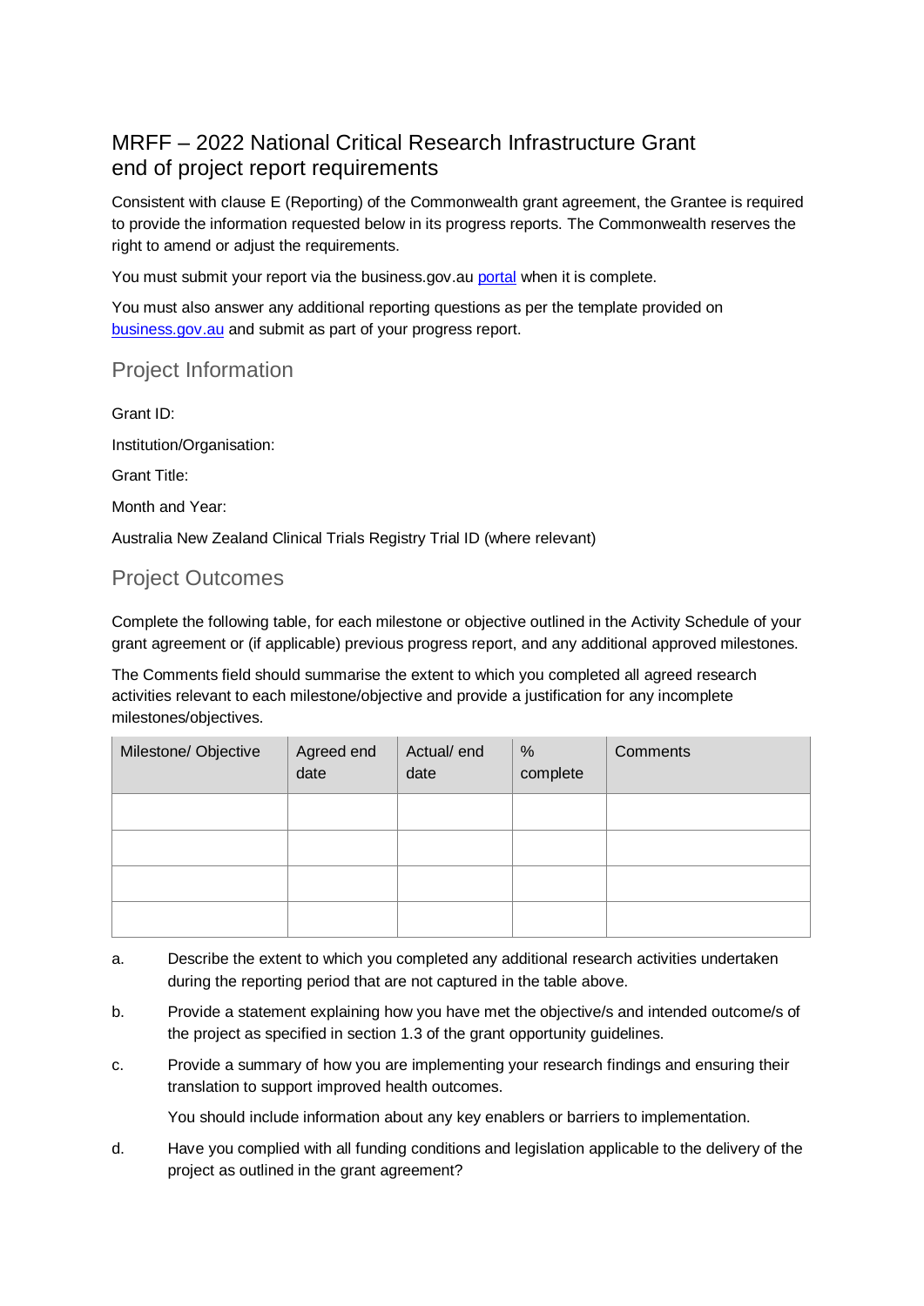# MRFF – 2022 National Critical Research Infrastructure Grant end of project report requirements

Consistent with clause E (Reporting) of the Commonwealth grant agreement, the Grantee is required to provide the information requested below in its progress reports. The Commonwealth reserves the right to amend or adjust the requirements.

You must submit your report via the business.gov.au [portal](portal) when it is complete.

You must also answer any additional reporting questions as per the template provided on [business.gov.au](business.gov.au) and submit as part of your progress report.

## Project Information

Grant ID:

Institution/Organisation:

Grant Title:

Month and Year:

Australia New Zealand Clinical Trials Registry Trial ID (where relevant)

## Project Outcomes

Complete the following table, for each milestone or objective outlined in the Activity Schedule of your grant agreement or (if applicable) previous progress report, and any additional approved milestones.

The Comments field should summarise the extent to which you completed all agreed research activities relevant to each milestone/objective and provide a justification for any incomplete milestones/objectives.

| Milestone/ Objective | Agreed end date | Actual/ end date | % complete | Comments |
| --- | --- | --- | --- | --- |
| | | | | |
| | | | | |
| | | | | |
| | | | | |

a. Describe the extent to which you completed any additional research activities undertaken during the reporting period that are not captured in the table above.

b. Provide a statement explaining how you have met the objective/s and intended outcome/s of the project as specified in section 1.3 of the grant opportunity guidelines.

c. Provide a summary of how you are implementing your research findings and ensuring their translation to support improved health outcomes.

   You should include information about any key enablers or barriers to implementation.

d. Have you complied with all funding conditions and legislation applicable to the delivery of the project as outlined in the grant agreement?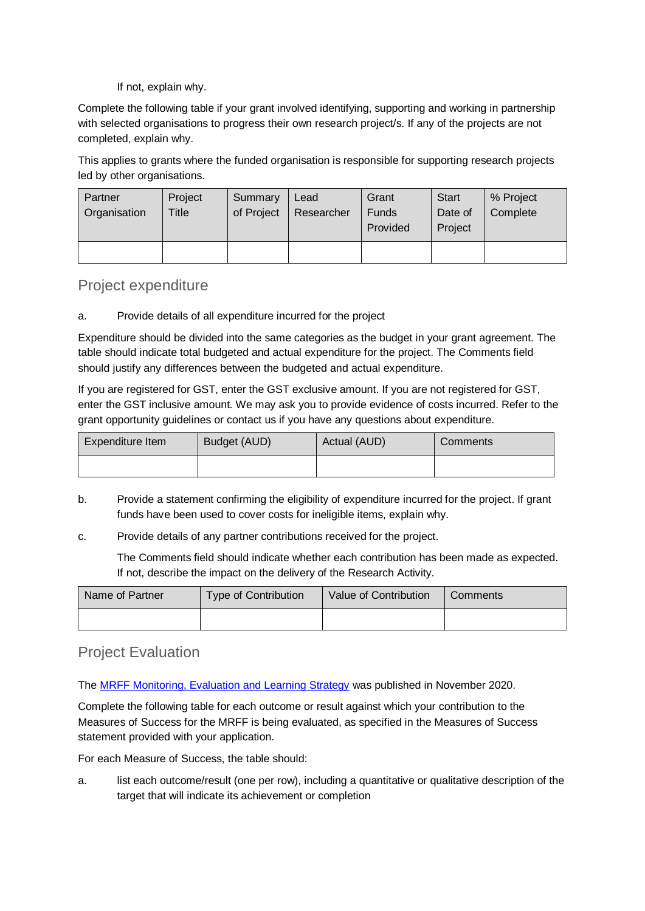If not, explain why.

Complete the following table if your grant involved identifying, supporting and working in partnership with selected organisations to progress their own research project/s. If any of the projects are not completed, explain why.

This applies to grants where the funded organisation is responsible for supporting research projects led by other organisations.

| Partner Organisation | Project Title | Summary of Project | Lead Researcher | Grant Funds Provided | Start Date of Project | % Project Complete |
|---|---|---|---|---|---|---|
| | | | | | | |

## Project expenditure

a. Provide details of all expenditure incurred for the project

Expenditure should be divided into the same categories as the budget in your grant agreement. The table should indicate total budgeted and actual expenditure for the project. The Comments field should justify any differences between the budgeted and actual expenditure.

If you are registered for GST, enter the GST exclusive amount. If you are not registered for GST, enter the GST inclusive amount. We may ask you to provide evidence of costs incurred. Refer to the grant opportunity guidelines or contact us if you have any questions about expenditure.

| Expenditure Item | Budget (AUD) | Actual (AUD) | Comments |
|---|---|---|---|
| | | | |

b. Provide a statement confirming the eligibility of expenditure incurred for the project. If grant funds have been used to cover costs for ineligible items, explain why.

c. Provide details of any partner contributions received for the project.

The Comments field should indicate whether each contribution has been made as expected. If not, describe the impact on the delivery of the Research Activity.

| Name of Partner | Type of Contribution | Value of Contribution | Comments |
|---|---|---|---|
| | | | |

## Project Evaluation

The [MRFF Monitoring, Evaluation and Learning Strategy]() was published in November 2020.

Complete the following table for each outcome or result against which your contribution to the Measures of Success for the MRFF is being evaluated, as specified in the Measures of Success statement provided with your application.

For each Measure of Success, the table should:

a. list each outcome/result (one per row), including a quantitative or qualitative description of the target that will indicate its achievement or completion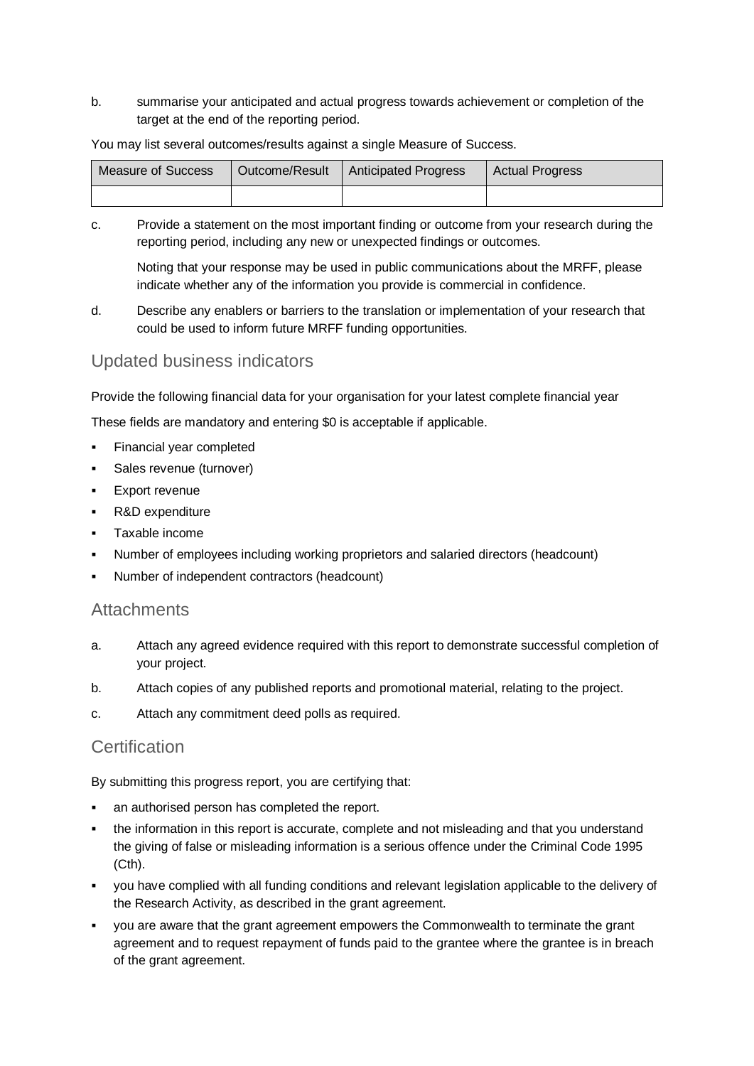b. summarise your anticipated and actual progress towards achievement or completion of the target at the end of the reporting period.

You may list several outcomes/results against a single Measure of Success.

| Measure of Success | Outcome/Result | Anticipated Progress | Actual Progress |
|---|---|---|---|
| | | | |

c. Provide a statement on the most important finding or outcome from your research during the reporting period, including any new or unexpected findings or outcomes.

   Noting that your response may be used in public communications about the MRFF, please indicate whether any of the information you provide is commercial in confidence.

d. Describe any enablers or barriers to the translation or implementation of your research that could be used to inform future MRFF funding opportunities.

## Updated business indicators

Provide the following financial data for your organisation for your latest complete financial year

These fields are mandatory and entering $0 is acceptable if applicable.

- Financial year completed
- Sales revenue (turnover)
- Export revenue
- R&D expenditure
- Taxable income
- Number of employees including working proprietors and salaried directors (headcount)
- Number of independent contractors (headcount)

## Attachments

a. Attach any agreed evidence required with this report to demonstrate successful completion of your project.

b. Attach copies of any published reports and promotional material, relating to the project.

c. Attach any commitment deed polls as required.

## Certification

By submitting this progress report, you are certifying that:

- an authorised person has completed the report.
- the information in this report is accurate, complete and not misleading and that you understand the giving of false or misleading information is a serious offence under the Criminal Code 1995 (Cth).
- you have complied with all funding conditions and relevant legislation applicable to the delivery of the Research Activity, as described in the grant agreement.
- you are aware that the grant agreement empowers the Commonwealth to terminate the grant agreement and to request repayment of funds paid to the grantee where the grantee is in breach of the grant agreement.